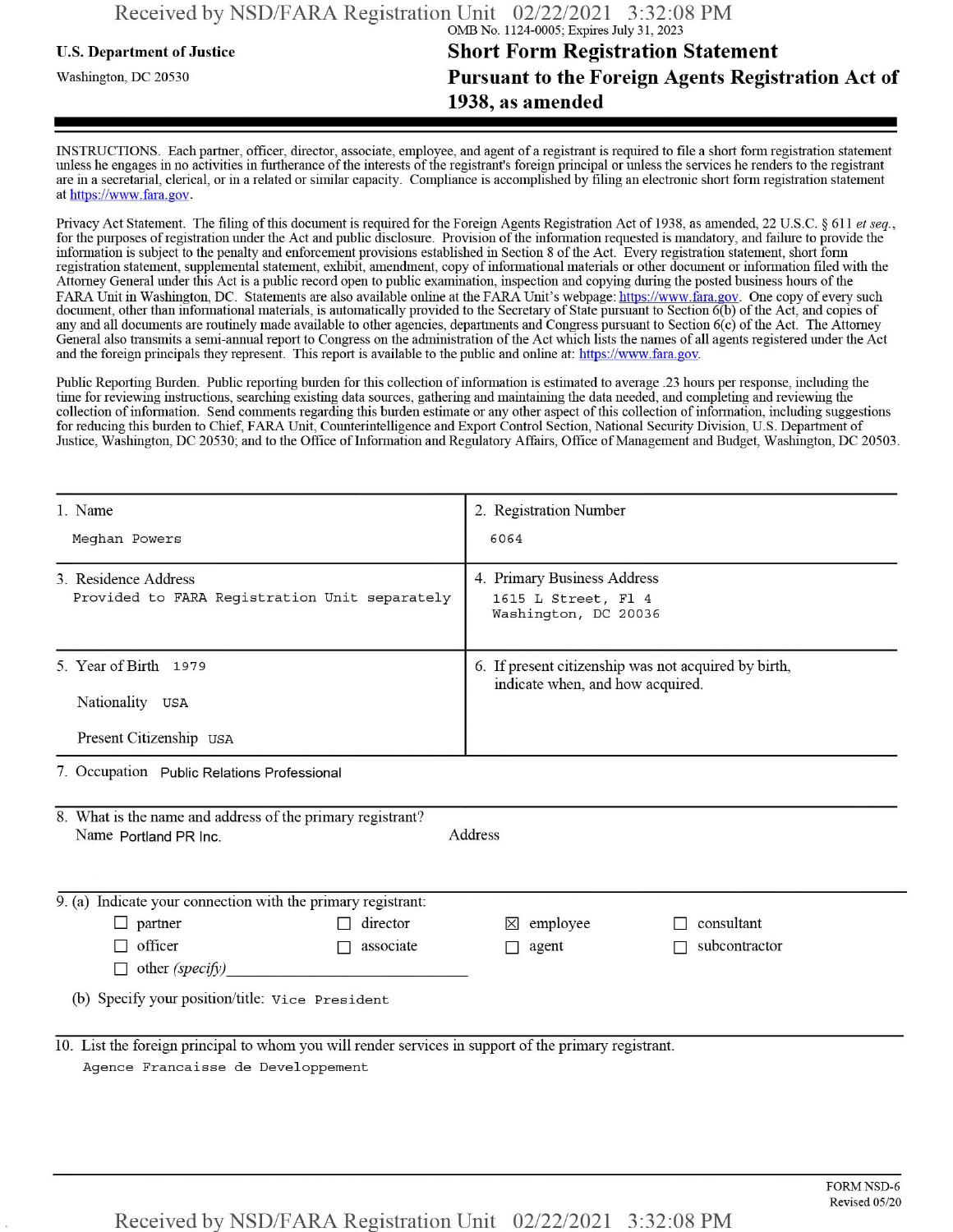OMB No. 1124-0005; Expires July 31, 2023

**U.S. Department of Justice**

Washington, DC 20530

# Short Form Registration Statement Pursuant to the Foreign Agents Registration Act of 1938, as amended

INSTRUCTIONS. Each partner, officer, director, associate, employee, and agent of a registrant is required to file a short form registration statement unless he engages in no activities in furtherance of the interests of the registrant's foreign principal or unless the services he renders to the registrant are in a secretarial, clerical, or in a related or similar capacity. Compliance is accomplished by filing an electronic short form registration statement at https://www.fara.gov.

Privacy Act Statement. The filing of this document is required for the Foreign Agents Registration Act of 1938, as amended, 22 U.S.C. § 611 *et seq.*, for the purposes of registration under the Act and public disclosure. Provision of the information requested is mandatory, and failure to provide the information is subject to the penalty and enforcement provisions established in Section 8 of the Act. Every registration statement, short form registration statement, supplemental statement, exhibit, amendment, copy of informational materials or other document or information filed with the Attorney General under this Act is a public record open to public examination, inspection and copying during the posted business hours of the FARA Unit in Washington, DC. Statements are also available online at the FARA Unit's webpage: https://www.fara.gov. One copy of every such document, other than informational materials, is automatically provided to the Secretary of State pursuant to Section 6(b) of the Act, and copies of any and all documents are routinely made available to other agencies, departments and Congress pursuant to Section 6(c) of the Act. The Attorney General also transmits a semi-annual report to Congress on the administration of the Act which lists the names of all agents registered under the Act and the foreign principals they represent. This report is available to the public and online at: https://www.fara.gov.

Public Reporting Burden. Public reporting burden for this collection of information is estimated to average .23 hours per response, including the time for reviewing instructions, searching existing data sources, gathering and maintaining the data needed, and completing and reviewing the collection of information. Send comments regarding this burden estimate or any other aspect of this collection of information, including suggestions for reducing this burden to Chief, FARA Unit, Counterintelligence and Export Control Section, National Security Division, U.S. Department of Justice, Washington, DC 20530; and to the Office of Information and Regulatory Affairs, Office of Management and Budget, Washington, DC 20503.

| | |
|---|---|
| 1. Name<br>Meghan Powers | 2. Registration Number<br>6064 |
| 3. Residence Address<br>Provided to FARA Registration Unit separately | 4. Primary Business Address<br>1615 L Street, Fl 4<br>Washington, DC 20036 |
| 5. Year of Birth 1979<br>Nationality USA<br>Present Citizenship USA | 6. If present citizenship was not acquired by birth, indicate when, and how acquired. |

7. Occupation Public Relations Professional

8. What is the name and address of the primary registrant?

Name Portland PR Inc. Address

9. (a) Indicate your connection with the primary registrant:

- ☐ partner
- ☐ director
- ☒ employee
- ☐ consultant
- ☐ officer
- ☐ associate
- ☐ agent
- ☐ subcontractor
- ☐ other *(specify)*

(b) Specify your position/title: Vice President

10. List the foreign principal to whom you will render services in support of the primary registrant.

Agence Francaisse de Developpement

FORM NSD-6
Revised 05/20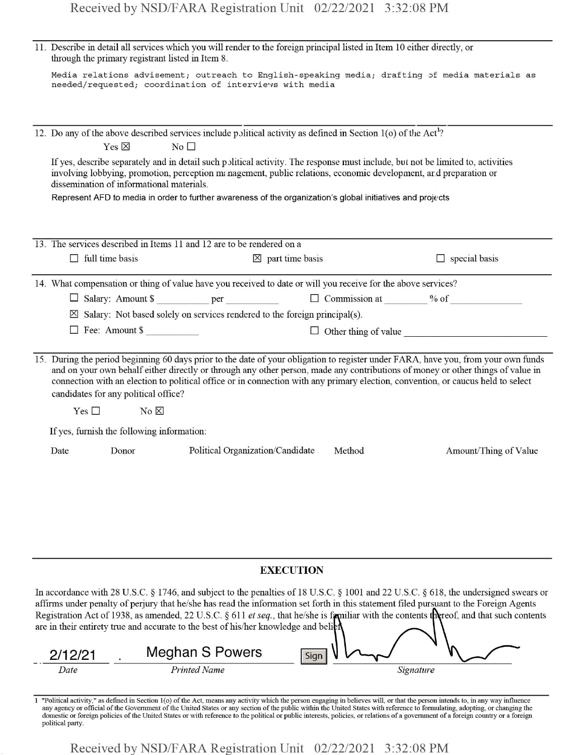11. Describe in detail all services which you will render to the foreign principal listed in Item 10 either directly, or through the primary registrant listed in Item 8.

    Media relations advisement; outreach to English-speaking media; drafting of media materials as needed/requested; coordination of interviews with media

12. Do any of the above described services include political activity as defined in Section 1(o) of the Act[1]?

    Yes ☒ No ☐

    If yes, describe separately and in detail such political activity. The response must include, but not be limited to, activities involving lobbying, promotion, perception management, public relations, economic development, and preparation or dissemination of informational materials.

    Represent AFD to media in order to further awareness of the organization's global initiatives and projects

13. The services described in Items 11 and 12 are to be rendered on a

    ☐ full time basis ☒ part time basis ☐ special basis

14. What compensation or thing of value have you received to date or will you receive for the above services?

    ☐ Salary: Amount $ \_\_\_\_\_\_\_\_\_\_ per \_\_\_\_\_\_\_\_\_\_ ☐ Commission at \_\_\_\_\_\_\_\_ % of \_\_\_\_\_\_\_\_\_\_

    ☒ Salary: Not based solely on services rendered to the foreign principal(s).

    ☐ Fee: Amount $ \_\_\_\_\_\_\_\_\_\_ ☐ Other thing of value \_\_\_\_\_\_\_\_\_\_

15. During the period beginning 60 days prior to the date of your obligation to register under FARA, have you, from your own funds and on your own behalf either directly or through any other person, made any contributions of money or other things of value in connection with an election to political office or in connection with any primary election, convention, or caucus held to select candidates for any political office?

    Yes ☐ No ☒

    If yes, furnish the following information:

| Date | Donor | Political Organization/Candidate | Method | Amount/Thing of Value |
| --- | --- | --- | --- | --- |
| | | | | |

## EXECUTION

In accordance with 28 U.S.C. § 1746, and subject to the penalties of 18 U.S.C. § 1001 and 22 U.S.C. § 618, the undersigned swears or affirms under penalty of perjury that he/she has read the information set forth in this statement filed pursuant to the Foreign Agents Registration Act of 1938, as amended, 22 U.S.C. § 611 *et seq.*, that he/she is familiar with the contents thereof, and that such contents are in their entirety true and accurate to the best of his/her knowledge and belief.

| 2/12/21 | Meghan S Powers | [Signature] |
| --- | --- | --- |
| *Date* | *Printed Name* | *Signature* |

1 "Political activity," as defined in Section 1(o) of the Act, means any activity which the person engaging in believes will, or that the person intends to, in any way influence any agency or official of the Government of the United States or any section of the public within the United States with reference to formulating, adopting, or changing the domestic or foreign policies of the United States or with reference to the political or public interests, policies, or relations of a government of a foreign country or a foreign political party.